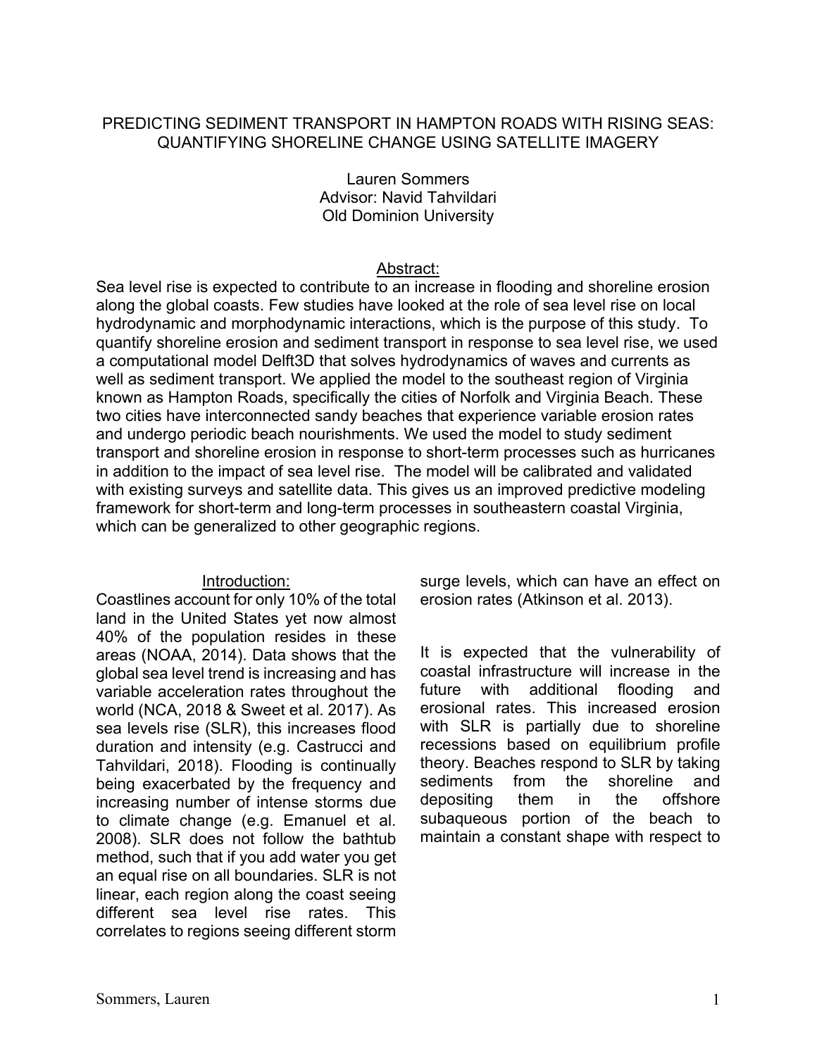# PREDICTING SEDIMENT TRANSPORT IN HAMPTON ROADS WITH RISING SEAS: QUANTIFYING SHORELINE CHANGE USING SATELLITE IMAGERY

Lauren Sommers
Advisor: Navid Tahvildari
Old Dominion University

## Abstract:

Sea level rise is expected to contribute to an increase in flooding and shoreline erosion along the global coasts. Few studies have looked at the role of sea level rise on local hydrodynamic and morphodynamic interactions, which is the purpose of this study. To quantify shoreline erosion and sediment transport in response to sea level rise, we used a computational model Delft3D that solves hydrodynamics of waves and currents as well as sediment transport. We applied the model to the southeast region of Virginia known as Hampton Roads, specifically the cities of Norfolk and Virginia Beach. These two cities have interconnected sandy beaches that experience variable erosion rates and undergo periodic beach nourishments. We used the model to study sediment transport and shoreline erosion in response to short-term processes such as hurricanes in addition to the impact of sea level rise. The model will be calibrated and validated with existing surveys and satellite data. This gives us an improved predictive modeling framework for short-term and long-term processes in southeastern coastal Virginia, which can be generalized to other geographic regions.

## Introduction:

Coastlines account for only 10% of the total land in the United States yet now almost 40% of the population resides in these areas (NOAA, 2014). Data shows that the global sea level trend is increasing and has variable acceleration rates throughout the world (NCA, 2018 & Sweet et al. 2017). As sea levels rise (SLR), this increases flood duration and intensity (e.g. Castrucci and Tahvildari, 2018). Flooding is continually being exacerbated by the frequency and increasing number of intense storms due to climate change (e.g. Emanuel et al. 2008). SLR does not follow the bathtub method, such that if you add water you get an equal rise on all boundaries. SLR is not linear, each region along the coast seeing different sea level rise rates. This correlates to regions seeing different storm surge levels, which can have an effect on erosion rates (Atkinson et al. 2013).

It is expected that the vulnerability of coastal infrastructure will increase in the future with additional flooding and erosional rates. This increased erosion with SLR is partially due to shoreline recessions based on equilibrium profile theory. Beaches respond to SLR by taking sediments from the shoreline and depositing them in the offshore subaqueous portion of the beach to maintain a constant shape with respect to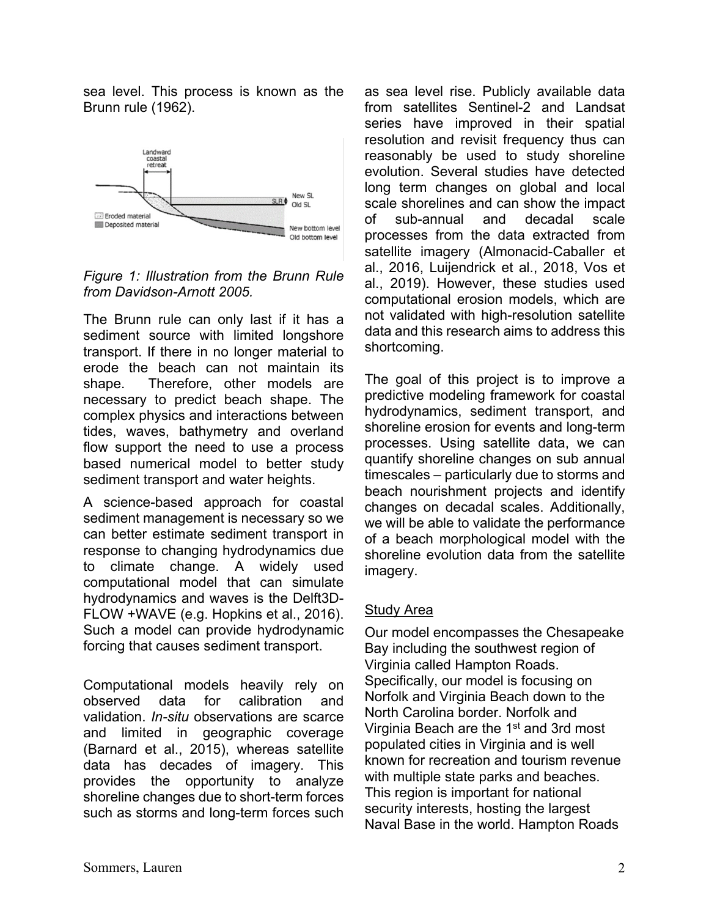sea level. This process is known as the Brunn rule (1962).

*Figure 1: Illustration from the Brunn Rule from Davidson-Arnott 2005.*

The Brunn rule can only last if it has a sediment source with limited longshore transport. If there in no longer material to erode the beach can not maintain its shape. Therefore, other models are necessary to predict beach shape. The complex physics and interactions between tides, waves, bathymetry and overland flow support the need to use a process based numerical model to better study sediment transport and water heights.

A science-based approach for coastal sediment management is necessary so we can better estimate sediment transport in response to changing hydrodynamics due to climate change. A widely used computational model that can simulate hydrodynamics and waves is the Delft3D-FLOW +WAVE (e.g. Hopkins et al., 2016). Such a model can provide hydrodynamic forcing that causes sediment transport.

Computational models heavily rely on observed data for calibration and validation. *In-situ* observations are scarce and limited in geographic coverage (Barnard et al., 2015), whereas satellite data has decades of imagery. This provides the opportunity to analyze shoreline changes due to short-term forces such as storms and long-term forces such as sea level rise. Publicly available data from satellites Sentinel-2 and Landsat series have improved in their spatial resolution and revisit frequency thus can reasonably be used to study shoreline evolution. Several studies have detected long term changes on global and local scale shorelines and can show the impact of sub-annual and decadal scale processes from the data extracted from satellite imagery (Almonacid-Caballer et al., 2016, Luijendrick et al., 2018, Vos et al., 2019). However, these studies used computational erosion models, which are not validated with high-resolution satellite data and this research aims to address this shortcoming.

The goal of this project is to improve a predictive modeling framework for coastal hydrodynamics, sediment transport, and shoreline erosion for events and long-term processes. Using satellite data, we can quantify shoreline changes on sub annual timescales – particularly due to storms and beach nourishment projects and identify changes on decadal scales. Additionally, we will be able to validate the performance of a beach morphological model with the shoreline evolution data from the satellite imagery.

## Study Area

Our model encompasses the Chesapeake Bay including the southwest region of Virginia called Hampton Roads. Specifically, our model is focusing on Norfolk and Virginia Beach down to the North Carolina border. Norfolk and Virginia Beach are the 1st and 3rd most populated cities in Virginia and is well known for recreation and tourism revenue with multiple state parks and beaches. This region is important for national security interests, hosting the largest Naval Base in the world. Hampton Roads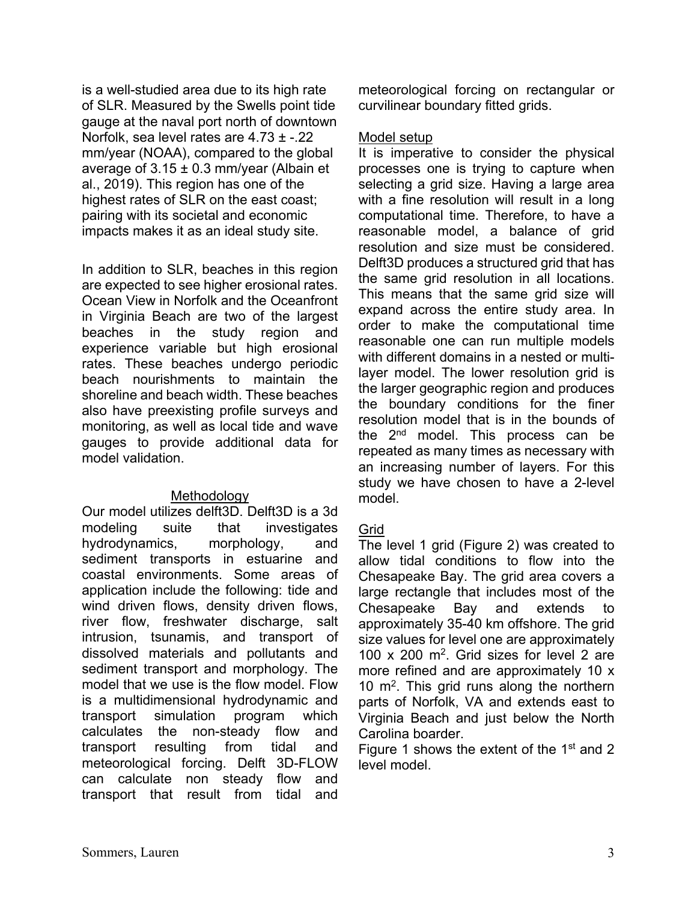is a well-studied area due to its high rate of SLR. Measured by the Swells point tide gauge at the naval port north of downtown Norfolk, sea level rates are 4.73 ± -.22 mm/year (NOAA), compared to the global average of 3.15 ± 0.3 mm/year (Albain et al., 2019). This region has one of the highest rates of SLR on the east coast; pairing with its societal and economic impacts makes it as an ideal study site.

In addition to SLR, beaches in this region are expected to see higher erosional rates. Ocean View in Norfolk and the Oceanfront in Virginia Beach are two of the largest beaches in the study region and experience variable but high erosional rates. These beaches undergo periodic beach nourishments to maintain the shoreline and beach width. These beaches also have preexisting profile surveys and monitoring, as well as local tide and wave gauges to provide additional data for model validation.

## Methodology

Our model utilizes delft3D. Delft3D is a 3d modeling suite that investigates hydrodynamics, morphology, and sediment transports in estuarine and coastal environments. Some areas of application include the following: tide and wind driven flows, density driven flows, river flow, freshwater discharge, salt intrusion, tsunamis, and transport of dissolved materials and pollutants and sediment transport and morphology. The model that we use is the flow model. Flow is a multidimensional hydrodynamic and transport simulation program which calculates the non-steady flow and transport resulting from tidal and meteorological forcing. Delft 3D-FLOW can calculate non steady flow and transport that result from tidal and meteorological forcing on rectangular or curvilinear boundary fitted grids.

### Model setup

It is imperative to consider the physical processes one is trying to capture when selecting a grid size. Having a large area with a fine resolution will result in a long computational time. Therefore, to have a reasonable model, a balance of grid resolution and size must be considered. Delft3D produces a structured grid that has the same grid resolution in all locations. This means that the same grid size will expand across the entire study area. In order to make the computational time reasonable one can run multiple models with different domains in a nested or multi-layer model. The lower resolution grid is the larger geographic region and produces the boundary conditions for the finer resolution model that is in the bounds of the 2nd model. This process can be repeated as many times as necessary with an increasing number of layers. For this study we have chosen to have a 2-level model.

### Grid

The level 1 grid (Figure 2) was created to allow tidal conditions to flow into the Chesapeake Bay. The grid area covers a large rectangle that includes most of the Chesapeake Bay and extends to approximately 35-40 km offshore. The grid size values for level one are approximately 100 x 200 $m^2$. Grid sizes for level 2 are more refined and are approximately 10 x 10 $m^2$. This grid runs along the northern parts of Norfolk, VA and extends east to Virginia Beach and just below the North Carolina boarder.

Figure 1 shows the extent of the 1st and 2 level model.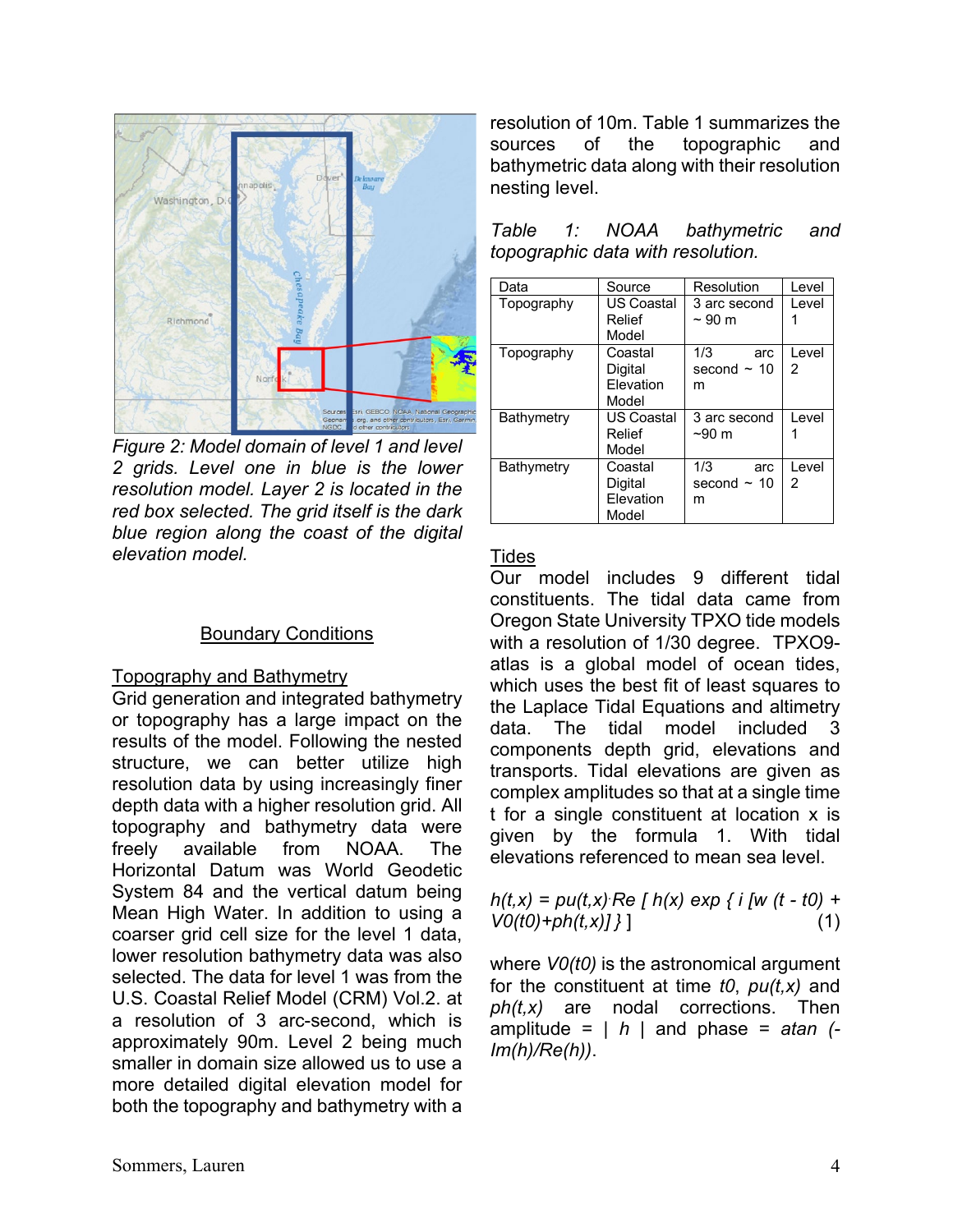*Figure 2: Model domain of level 1 and level 2 grids. Level one in blue is the lower resolution model. Layer 2 is located in the red box selected. The grid itself is the dark blue region along the coast of the digital elevation model.*

## Boundary Conditions

### Topography and Bathymetry

Grid generation and integrated bathymetry or topography has a large impact on the results of the model. Following the nested structure, we can better utilize high resolution data by using increasingly finer depth data with a higher resolution grid. All topography and bathymetry data were freely available from NOAA. The Horizontal Datum was World Geodetic System 84 and the vertical datum being Mean High Water. In addition to using a coarser grid cell size for the level 1 data, lower resolution bathymetry data was also selected. The data for level 1 was from the U.S. Coastal Relief Model (CRM) Vol.2. at a resolution of 3 arc-second, which is approximately 90m. Level 2 being much smaller in domain size allowed us to use a more detailed digital elevation model for both the topography and bathymetry with a resolution of 10m. Table 1 summarizes the sources of the topographic and bathymetric data along with their resolution nesting level.

*Table 1: NOAA bathymetric and topographic data with resolution.*

| Data | Source | Resolution | Level |
|---|---|---|---|
| Topography | US Coastal Relief Model | 3 arc second ~ 90 m | Level 1 |
| Topography | Coastal Digital Elevation Model | 1/3 arc second ~ 10 m | Level 2 |
| Bathymetry | US Coastal Relief Model | 3 arc second ~90 m | Level 1 |
| Bathymetry | Coastal Digital Elevation Model | 1/3 arc second ~ 10 m | Level 2 |

### Tides

Our model includes 9 different tidal constituents. The tidal data came from Oregon State University TPXO tide models with a resolution of 1/30 degree. TPXO9-atlas is a global model of ocean tides, which uses the best fit of least squares to the Laplace Tidal Equations and altimetry data. The tidal model included 3 components depth grid, elevations and transports. Tidal elevations are given as complex amplitudes so that at a single time t for a single constituent at location x is given by the formula 1. With tidal elevations referenced to mean sea level.

$$h(t,x) = pu(t,x) \cdot Re\left[ h(x) \exp\{ i [w(t - t0) + V0(t0) + ph(t,x)] \} \right] \quad (1)$$

where $V0(t0)$ is the astronomical argument for the constituent at time $t0$, $pu(t,x)$ and $ph(t,x)$ are nodal corrections. Then amplitude = $|h|$ and phase = $atan(-Im(h)/Re(h))$.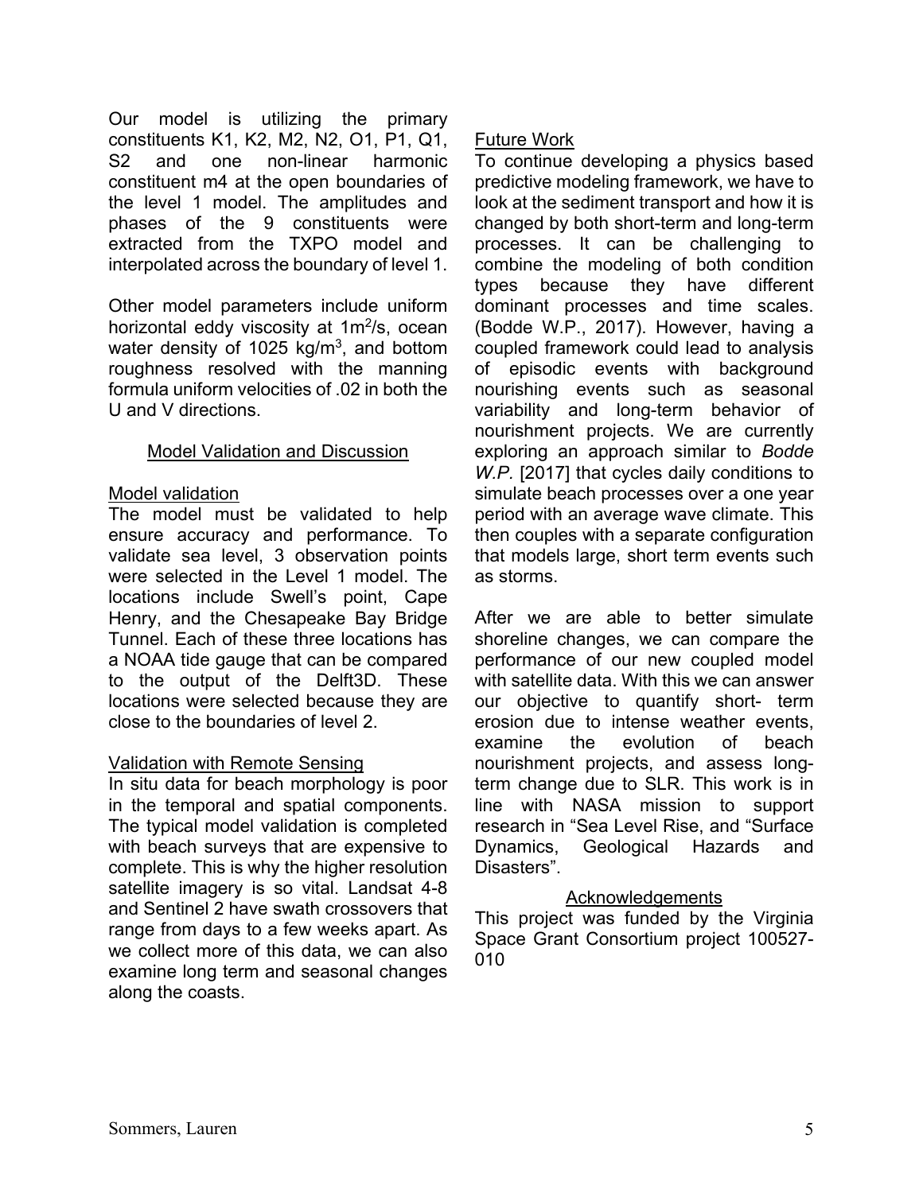Our model is utilizing the primary constituents K1, K2, M2, N2, O1, P1, Q1, S2 and one non-linear harmonic constituent m4 at the open boundaries of the level 1 model. The amplitudes and phases of the 9 constituents were extracted from the TXPO model and interpolated across the boundary of level 1.

Other model parameters include uniform horizontal eddy viscosity at $1m^2/s$, ocean water density of $1025\ kg/m^3$, and bottom roughness resolved with the manning formula uniform velocities of .02 in both the U and V directions.

## Model Validation and Discussion

### Model validation

The model must be validated to help ensure accuracy and performance. To validate sea level, 3 observation points were selected in the Level 1 model. The locations include Swell's point, Cape Henry, and the Chesapeake Bay Bridge Tunnel. Each of these three locations has a NOAA tide gauge that can be compared to the output of the Delft3D. These locations were selected because they are close to the boundaries of level 2.

### Validation with Remote Sensing

In situ data for beach morphology is poor in the temporal and spatial components. The typical model validation is completed with beach surveys that are expensive to complete. This is why the higher resolution satellite imagery is so vital. Landsat 4-8 and Sentinel 2 have swath crossovers that range from days to a few weeks apart. As we collect more of this data, we can also examine long term and seasonal changes along the coasts.

### Future Work

To continue developing a physics based predictive modeling framework, we have to look at the sediment transport and how it is changed by both short-term and long-term processes. It can be challenging to combine the modeling of both condition types because they have different dominant processes and time scales. (Bodde W.P., 2017). However, having a coupled framework could lead to analysis of episodic events with background nourishing events such as seasonal variability and long-term behavior of nourishment projects. We are currently exploring an approach similar to *Bodde W.P.* [2017] that cycles daily conditions to simulate beach processes over a one year period with an average wave climate. This then couples with a separate configuration that models large, short term events such as storms.

After we are able to better simulate shoreline changes, we can compare the performance of our new coupled model with satellite data. With this we can answer our objective to quantify short- term erosion due to intense weather events, examine the evolution of beach nourishment projects, and assess long-term change due to SLR. This work is in line with NASA mission to support research in "Sea Level Rise, and "Surface Dynamics, Geological Hazards and Disasters".

## Acknowledgements

This project was funded by the Virginia Space Grant Consortium project 100527-010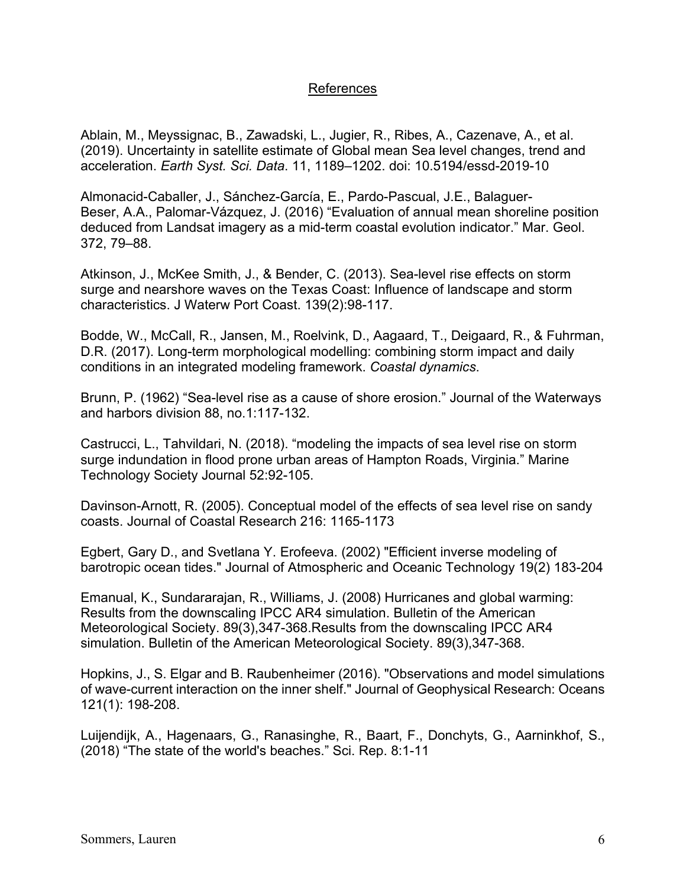## References

Ablain, M., Meyssignac, B., Zawadski, L., Jugier, R., Ribes, A., Cazenave, A., et al. (2019). Uncertainty in satellite estimate of Global mean Sea level changes, trend and acceleration. *Earth Syst. Sci. Data*. 11, 1189–1202. doi: 10.5194/essd-2019-10

Almonacid-Caballer, J., Sánchez-García, E., Pardo-Pascual, J.E., Balaguer-Beser, A.A., Palomar-Vázquez, J. (2016) "Evaluation of annual mean shoreline position deduced from Landsat imagery as a mid-term coastal evolution indicator." Mar. Geol. 372, 79–88.

Atkinson, J., McKee Smith, J., & Bender, C. (2013). Sea-level rise effects on storm surge and nearshore waves on the Texas Coast: Influence of landscape and storm characteristics. J Waterw Port Coast. 139(2):98-117.

Bodde, W., McCall, R., Jansen, M., Roelvink, D., Aagaard, T., Deigaard, R., & Fuhrman, D.R. (2017). Long-term morphological modelling: combining storm impact and daily conditions in an integrated modeling framework. *Coastal dynamics*.

Brunn, P. (1962) "Sea-level rise as a cause of shore erosion." Journal of the Waterways and harbors division 88, no.1:117-132.

Castrucci, L., Tahvildari, N. (2018). "modeling the impacts of sea level rise on storm surge indundation in flood prone urban areas of Hampton Roads, Virginia." Marine Technology Society Journal 52:92-105.

Davinson-Arnott, R. (2005). Conceptual model of the effects of sea level rise on sandy coasts. Journal of Coastal Research 216: 1165-1173

Egbert, Gary D., and Svetlana Y. Erofeeva. (2002) "Efficient inverse modeling of barotropic ocean tides." Journal of Atmospheric and Oceanic Technology 19(2) 183-204

Emanual, K., Sundararajan, R., Williams, J. (2008) Hurricanes and global warming: Results from the downscaling IPCC AR4 simulation. Bulletin of the American Meteorological Society. 89(3),347-368.Results from the downscaling IPCC AR4 simulation. Bulletin of the American Meteorological Society. 89(3),347-368.

Hopkins, J., S. Elgar and B. Raubenheimer (2016). "Observations and model simulations of wave-current interaction on the inner shelf." Journal of Geophysical Research: Oceans 121(1): 198-208.

Luijendijk, A., Hagenaars, G., Ranasinghe, R., Baart, F., Donchyts, G., Aarninkhof, S., (2018) "The state of the world's beaches." Sci. Rep. 8:1-11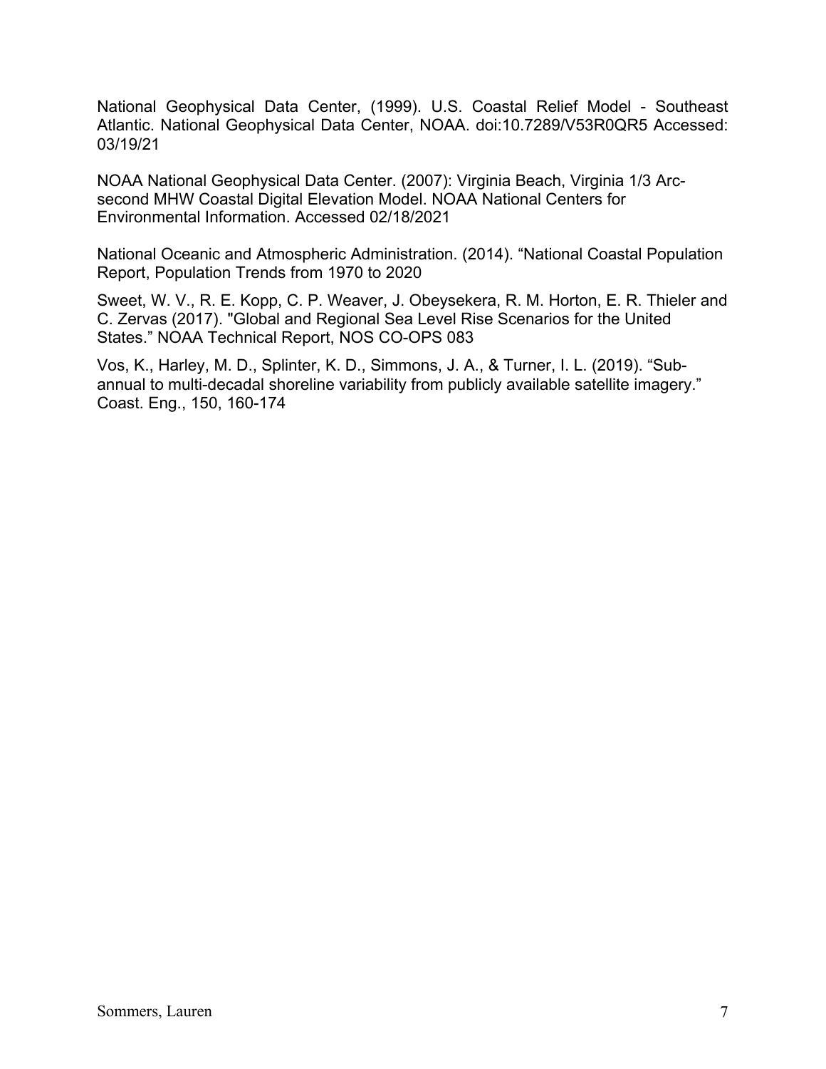National Geophysical Data Center, (1999). U.S. Coastal Relief Model - Southeast Atlantic. National Geophysical Data Center, NOAA. doi:10.7289/V53R0QR5 Accessed: 03/19/21

NOAA National Geophysical Data Center. (2007): Virginia Beach, Virginia 1/3 Arc-second MHW Coastal Digital Elevation Model. NOAA National Centers for Environmental Information. Accessed 02/18/2021

National Oceanic and Atmospheric Administration. (2014). "National Coastal Population Report, Population Trends from 1970 to 2020

Sweet, W. V., R. E. Kopp, C. P. Weaver, J. Obeysekera, R. M. Horton, E. R. Thieler and C. Zervas (2017). "Global and Regional Sea Level Rise Scenarios for the United States." NOAA Technical Report, NOS CO-OPS 083

Vos, K., Harley, M. D., Splinter, K. D., Simmons, J. A., & Turner, I. L. (2019). "Sub-annual to multi-decadal shoreline variability from publicly available satellite imagery." Coast. Eng., 150, 160-174